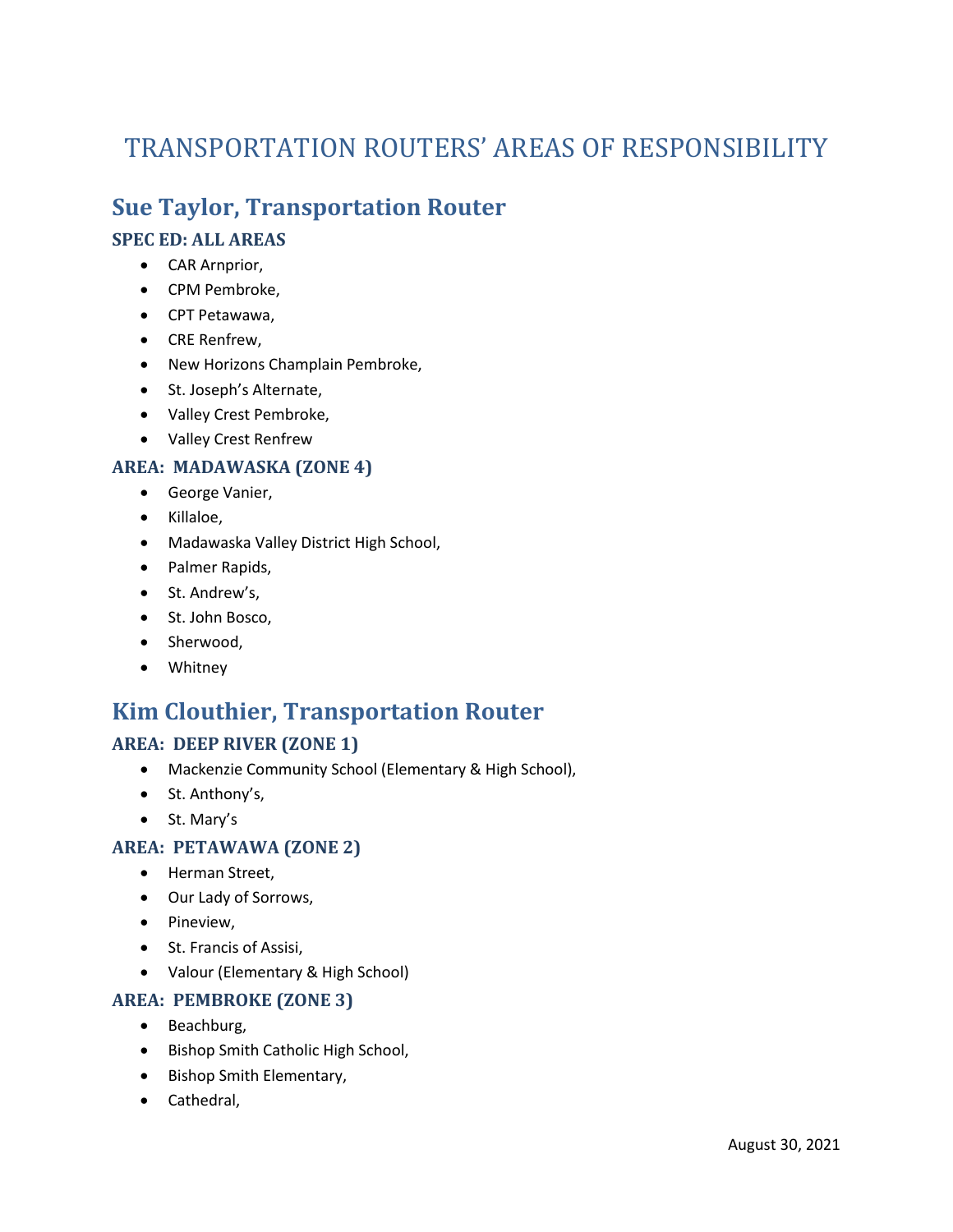# TRANSPORTATION ROUTERS' AREAS OF RESPONSIBILITY

## Sue Taylor, Transportation Router

### SPEC ED: ALL AREAS

- CAR Arnprior,
- CPM Pembroke,
- CPT Petawawa,
- CRE Renfrew,
- New Horizons Champlain Pembroke,
- St. Joseph's Alternate,
- Valley Crest Pembroke,
- Valley Crest Renfrew

### AREA: MADAWASKA (ZONE 4)

- George Vanier,
- Killaloe,
- Madawaska Valley District High School,
- Palmer Rapids,
- St. Andrew's,
- St. John Bosco,
- Sherwood,
- Whitney

## Kim Clouthier, Transportation Router

### AREA: DEEP RIVER (ZONE 1)

- Mackenzie Community School (Elementary & High School),
- St. Anthony's,
- St. Mary's

### AREA: PETAWAWA (ZONE 2)

- Herman Street,
- Our Lady of Sorrows,
- Pineview,
- St. Francis of Assisi,
- Valour (Elementary & High School)

### AREA: PEMBROKE (ZONE 3)

- Beachburg,
- Bishop Smith Catholic High School,
- Bishop Smith Elementary,
- Cathedral,

August 30, 2021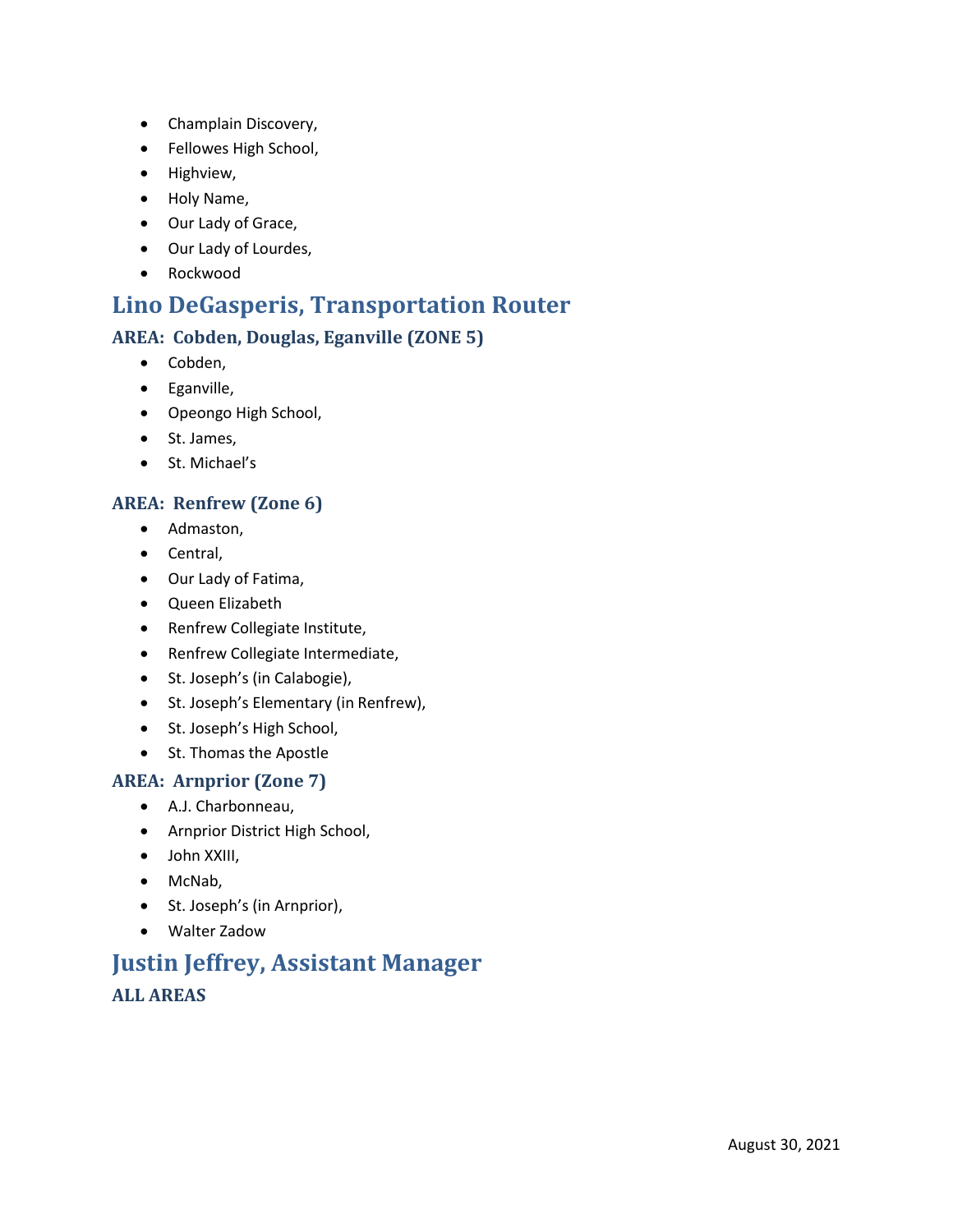- Champlain Discovery,
- Fellowes High School,
- Highview,
- Holy Name,
- Our Lady of Grace,
- Our Lady of Lourdes,
- Rockwood

## Lino DeGasperis, Transportation Router

### AREA: Cobden, Douglas, Eganville (ZONE 5)

- Cobden,
- Eganville,
- Opeongo High School,
- St. James,
- St. Michael's

### AREA: Renfrew (Zone 6)

- Admaston,
- Central,
- Our Lady of Fatima,
- Queen Elizabeth
- Renfrew Collegiate Institute,
- Renfrew Collegiate Intermediate,
- St. Joseph's (in Calabogie),
- St. Joseph's Elementary (in Renfrew),
- St. Joseph's High School,
- St. Thomas the Apostle

### AREA: Arnprior (Zone 7)

- A.J. Charbonneau,
- Arnprior District High School,
- John XXIII,
- McNab,
- St. Joseph's (in Arnprior),
- Walter Zadow

## Justin Jeffrey, Assistant Manager

### ALL AREAS

August 30, 2021